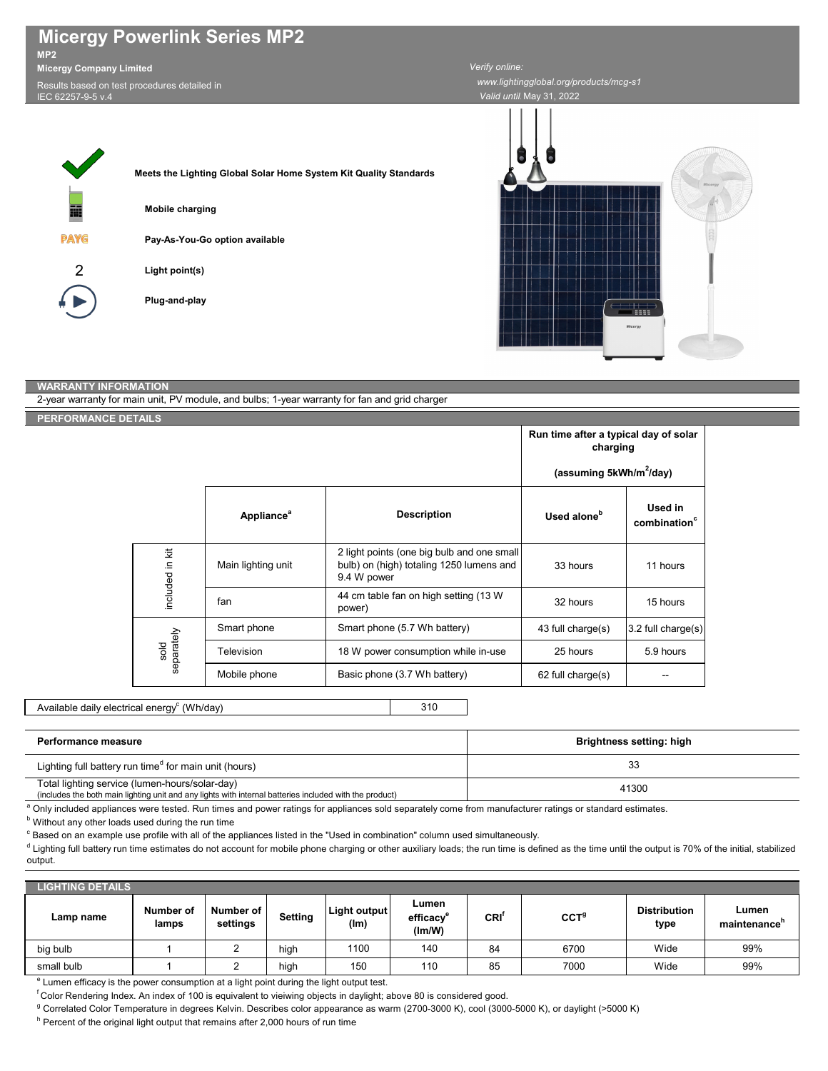# Micergy Powerlink Series MP2

**MP2**

**Micergy Company Limited**

Results based on test procedures detailed in IEC 62257-9-5 v.4

*Verify online:*
*www.lightingglobal.org/products/mcg-s1*
*Valid until* May 31, 2022

**Meets the Lighting Global Solar Home System Kit Quality Standards**

**Mobile charging**

**Pay-As-You-Go option available**

2 **Light point(s)**

**Plug-and-play**

## WARRANTY INFORMATION

2-year warranty for main unit, PV module, and bulbs; 1-year warranty for fan and grid charger

## PERFORMANCE DETAILS

| | Appliance[a] | Description | Run time after a typical day of solar charging (assuming 5kWh/m²/day) — Used alone[b] | Run time after a typical day of solar charging (assuming 5kWh/m²/day) — Used in combination[c] |
|---|---|---|---|---|
| included in kit | Main lighting unit | 2 light points (one big bulb and one small bulb) on (high) totaling 1250 lumens and 9.4 W power | 33 hours | 11 hours |
| included in kit | fan | 44 cm table fan on high setting (13 W power) | 32 hours | 15 hours |
| sold separately | Smart phone | Smart phone (5.7 Wh battery) | 43 full charge(s) | 3.2 full charge(s) |
| sold separately | Television | 18 W power consumption while in-use | 25 hours | 5.9 hours |
| sold separately | Mobile phone | Basic phone (3.7 Wh battery) | 62 full charge(s) | -- |

| Available daily electrical energy[c] (Wh/day) | 310 |
|---|---|

| Performance measure | Brightness setting: high |
|---|---|
| Lighting full battery run time[d] for main unit (hours) | 33 |
| Total lighting service (lumen-hours/solar-day) (includes the both main lighting unit and any lights with internal batteries included with the product) | 41300 |

[a] Only included appliances were tested. Run times and power ratings for appliances sold separately come from manufacturer ratings or standard estimates.

[b] Without any other loads used during the run time

[c] Based on an example use profile with all of the appliances listed in the "Used in combination" column used simultaneously.

[d] Lighting full battery run time estimates do not account for mobile phone charging or other auxiliary loads; the run time is defined as the time until the output is 70% of the initial, stabilized output.

## LIGHTING DETAILS

| Lamp name | Number of lamps | Number of settings | Setting | Light output (lm) | Lumen efficacy[e] (lm/W) | CRI[f] | CCT[g] | Distribution type | Lumen maintenance[h] |
|---|---|---|---|---|---|---|---|---|---|
| big bulb | 1 | 2 | high | 1100 | 140 | 84 | 6700 | Wide | 99% |
| small bulb | 1 | 2 | high | 150 | 110 | 85 | 7000 | Wide | 99% |

[e] Lumen efficacy is the power consumption at a light point during the light output test.

[f] Color Rendering Index. An index of 100 is equivalent to vieiwing objects in daylight; above 80 is considered good.

[g] Correlated Color Temperature in degrees Kelvin. Describes color appearance as warm (2700-3000 K), cool (3000-5000 K), or daylight (>5000 K)

[h] Percent of the original light output that remains after 2,000 hours of run time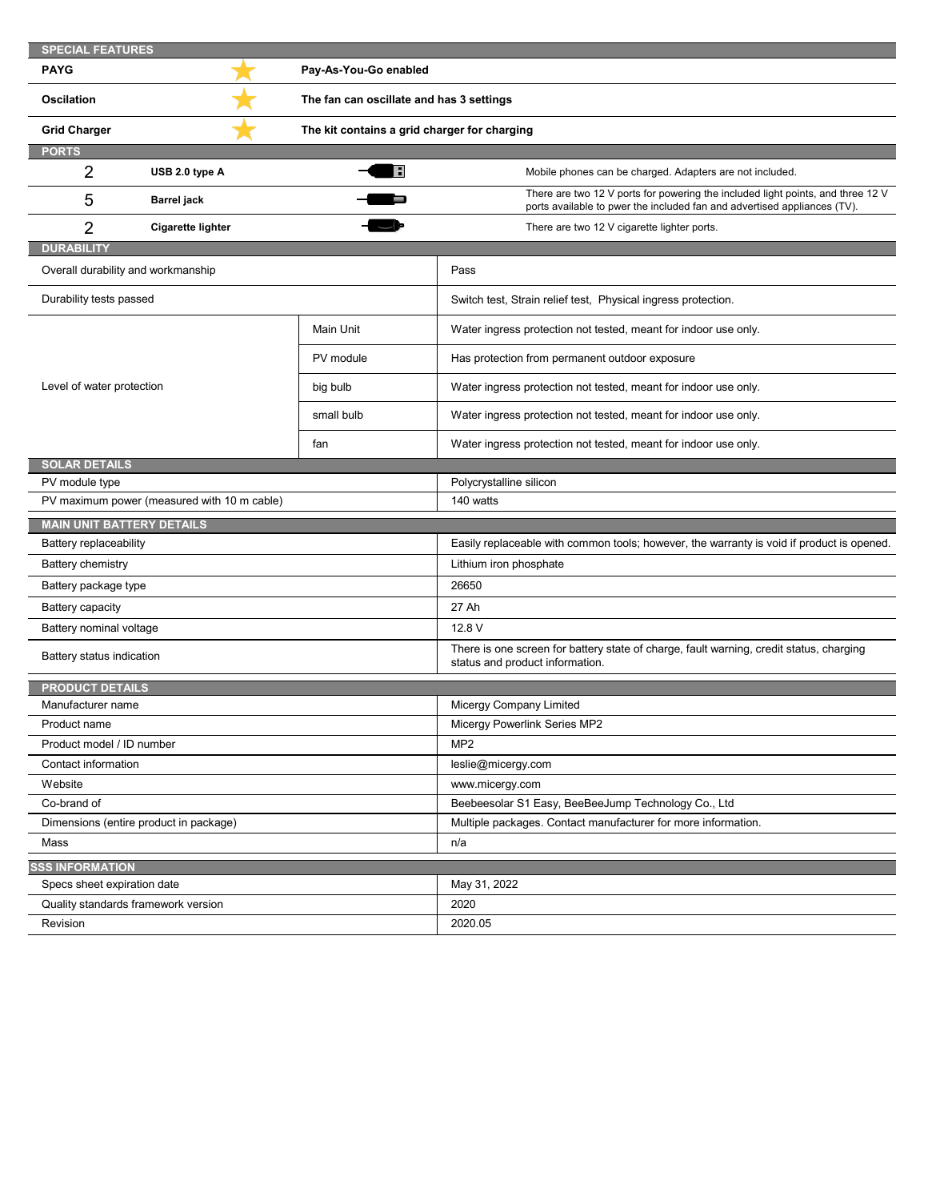## SPECIAL FEATURES

| | | |
|---|---|---|
| **PAYG** | ★ | **Pay-As-You-Go enabled** |
| **Oscilation** | ★ | **The fan can oscillate and has 3 settings** |
| **Grid Charger** | ★ | **The kit contains a grid charger for charging** |

## PORTS

| | | |
|---|---|---|
| 2 | **USB 2.0 type A** | Mobile phones can be charged. Adapters are not included. |
| 5 | **Barrel jack** | There are two 12 V ports for powering the included light points, and three 12 V ports available to pwer the included fan and advertised appliances (TV). |
| 2 | **Cigarette lighter** | There are two 12 V cigarette lighter ports. |

## DURABILITY

| | | |
|---|---|---|
| Overall durability and workmanship | | Pass |
| Durability tests passed | | Switch test, Strain relief test, Physical ingress protection. |
| Level of water protection | Main Unit | Water ingress protection not tested, meant for indoor use only. |
| | PV module | Has protection from permanent outdoor exposure |
| | big bulb | Water ingress protection not tested, meant for indoor use only. |
| | small bulb | Water ingress protection not tested, meant for indoor use only. |
| | fan | Water ingress protection not tested, meant for indoor use only. |

## SOLAR DETAILS

| | |
|---|---|
| PV module type | Polycrystalline silicon |
| PV maximum power (measured with 10 m cable) | 140 watts |

## MAIN UNIT BATTERY DETAILS

| | |
|---|---|
| Battery replaceability | Easily replaceable with common tools; however, the warranty is void if product is opened. |
| Battery chemistry | Lithium iron phosphate |
| Battery package type | 26650 |
| Battery capacity | 27 Ah |
| Battery nominal voltage | 12.8 V |
| Battery status indication | There is one screen for battery state of charge, fault warning, credit status, charging status and product information. |

## PRODUCT DETAILS

| | |
|---|---|
| Manufacturer name | Micergy Company Limited |
| Product name | Micergy Powerlink Series MP2 |
| Product model / ID number | MP2 |
| Contact information | leslie@micergy.com |
| Website | www.micergy.com |
| Co-brand of | Beebeesolar S1 Easy, BeeBeeJump Technology Co., Ltd |
| Dimensions (entire product in package) | Multiple packages. Contact manufacturer for more information. |
| Mass | n/a |

## SSS INFORMATION

| | |
|---|---|
| Specs sheet expiration date | May 31, 2022 |
| Quality standards framework version | 2020 |
| Revision | 2020.05 |